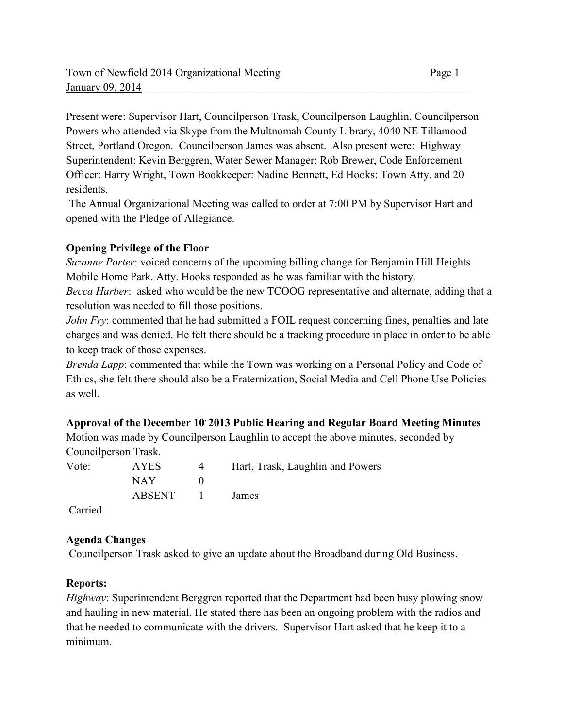Present were: Supervisor Hart, Councilperson Trask, Councilperson Laughlin, Councilperson Powers who attended via Skype from the Multnomah County Library, 4040 NE Tillamood Street, Portland Oregon. Councilperson James was absent. Also present were: Highway Superintendent: Kevin Berggren, Water Sewer Manager: Rob Brewer, Code Enforcement Officer: Harry Wright, Town Bookkeeper: Nadine Bennett, Ed Hooks: Town Atty. and 20 residents.

The Annual Organizational Meeting was called to order at 7:00 PM by Supervisor Hart and opened with the Pledge of Allegiance.

**Opening Privilege of the Floor**

*Suzanne Porter*: voiced concerns of the upcoming billing change for Benjamin Hill Heights Mobile Home Park. Atty. Hooks responded as he was familiar with the history.

*Becca Harber*: asked who would be the new TCOOG representative and alternate, adding that a resolution was needed to fill those positions.

*John Fry*: commented that he had submitted a FOIL request concerning fines, penalties and late charges and was denied. He felt there should be a tracking procedure in place in order to be able to keep track of those expenses.

*Brenda Lapp*: commented that while the Town was working on a Personal Policy and Code of Ethics, she felt there should also be a Fraternization, Social Media and Cell Phone Use Policies as well.

**Approval of the December 10, 2013 Public Hearing and Regular Board Meeting Minutes**

Motion was made by Councilperson Laughlin to accept the above minutes, seconded by Councilperson Trask.

| Vote: | AYES | 4 | Hart, Trask, Laughlin and Powers |
|---|---|---|---|
| | NAY | 0 | |
| | ABSENT | 1 | James |

Carried

**Agenda Changes**

Councilperson Trask asked to give an update about the Broadband during Old Business.

**Reports:**

*Highway*: Superintendent Berggren reported that the Department had been busy plowing snow and hauling in new material. He stated there has been an ongoing problem with the radios and that he needed to communicate with the drivers. Supervisor Hart asked that he keep it to a minimum.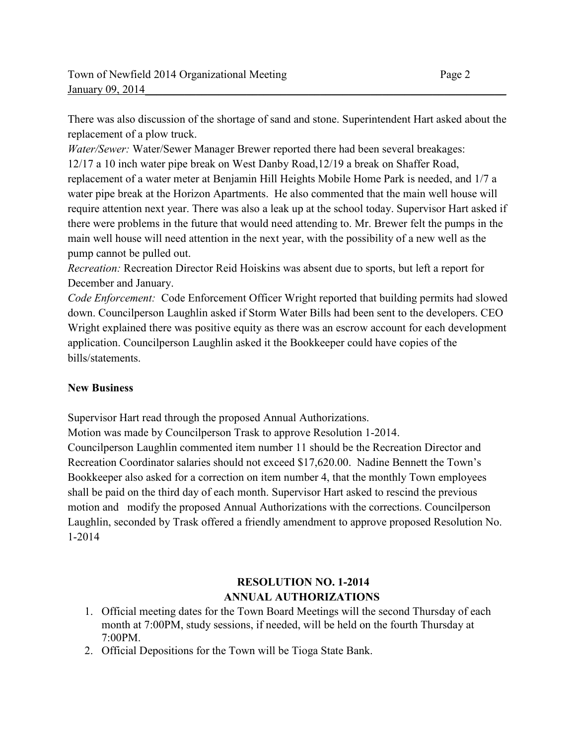There was also discussion of the shortage of sand and stone. Superintendent Hart asked about the replacement of a plow truck.

*Water/Sewer:* Water/Sewer Manager Brewer reported there had been several breakages: 12/17 a 10 inch water pipe break on West Danby Road,12/19 a break on Shaffer Road, replacement of a water meter at Benjamin Hill Heights Mobile Home Park is needed, and 1/7 a water pipe break at the Horizon Apartments. He also commented that the main well house will require attention next year. There was also a leak up at the school today. Supervisor Hart asked if there were problems in the future that would need attending to. Mr. Brewer felt the pumps in the main well house will need attention in the next year, with the possibility of a new well as the pump cannot be pulled out.

*Recreation:* Recreation Director Reid Hoiskins was absent due to sports, but left a report for December and January.

*Code Enforcement:* Code Enforcement Officer Wright reported that building permits had slowed down. Councilperson Laughlin asked if Storm Water Bills had been sent to the developers. CEO Wright explained there was positive equity as there was an escrow account for each development application. Councilperson Laughlin asked it the Bookkeeper could have copies of the bills/statements.

**New Business**

Supervisor Hart read through the proposed Annual Authorizations.

Motion was made by Councilperson Trask to approve Resolution 1-2014.

Councilperson Laughlin commented item number 11 should be the Recreation Director and Recreation Coordinator salaries should not exceed $17,620.00. Nadine Bennett the Town's Bookkeeper also asked for a correction on item number 4, that the monthly Town employees shall be paid on the third day of each month. Supervisor Hart asked to rescind the previous motion and modify the proposed Annual Authorizations with the corrections. Councilperson Laughlin, seconded by Trask offered a friendly amendment to approve proposed Resolution No. 1-2014

**RESOLUTION NO. 1-2014**
**ANNUAL AUTHORIZATIONS**

1. Official meeting dates for the Town Board Meetings will the second Thursday of each month at 7:00PM, study sessions, if needed, will be held on the fourth Thursday at 7:00PM.
2. Official Depositions for the Town will be Tioga State Bank.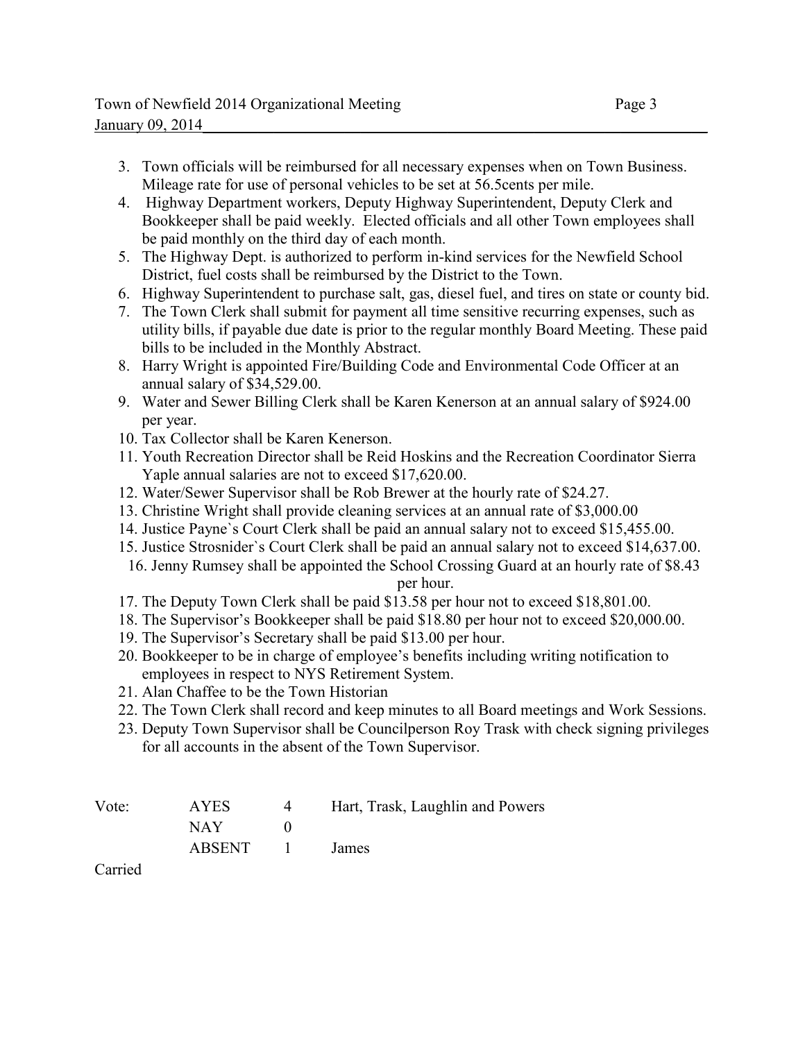3. Town officials will be reimbursed for all necessary expenses when on Town Business. Mileage rate for use of personal vehicles to be set at 56.5cents per mile.
4. Highway Department workers, Deputy Highway Superintendent, Deputy Clerk and Bookkeeper shall be paid weekly. Elected officials and all other Town employees shall be paid monthly on the third day of each month.
5. The Highway Dept. is authorized to perform in-kind services for the Newfield School District, fuel costs shall be reimbursed by the District to the Town.
6. Highway Superintendent to purchase salt, gas, diesel fuel, and tires on state or county bid.
7. The Town Clerk shall submit for payment all time sensitive recurring expenses, such as utility bills, if payable due date is prior to the regular monthly Board Meeting. These paid bills to be included in the Monthly Abstract.
8. Harry Wright is appointed Fire/Building Code and Environmental Code Officer at an annual salary of $34,529.00.
9. Water and Sewer Billing Clerk shall be Karen Kenerson at an annual salary of $924.00 per year.
10. Tax Collector shall be Karen Kenerson.
11. Youth Recreation Director shall be Reid Hoskins and the Recreation Coordinator Sierra Yaple annual salaries are not to exceed $17,620.00.
12. Water/Sewer Supervisor shall be Rob Brewer at the hourly rate of $24.27.
13. Christine Wright shall provide cleaning services at an annual rate of $3,000.00
14. Justice Payne`s Court Clerk shall be paid an annual salary not to exceed $15,455.00.
15. Justice Strosnider`s Court Clerk shall be paid an annual salary not to exceed $14,637.00.
16. Jenny Rumsey shall be appointed the School Crossing Guard at an hourly rate of $8.43 per hour.
17. The Deputy Town Clerk shall be paid $13.58 per hour not to exceed $18,801.00.
18. The Supervisor's Bookkeeper shall be paid $18.80 per hour not to exceed $20,000.00.
19. The Supervisor's Secretary shall be paid $13.00 per hour.
20. Bookkeeper to be in charge of employee's benefits including writing notification to employees in respect to NYS Retirement System.
21. Alan Chaffee to be the Town Historian
22. The Town Clerk shall record and keep minutes to all Board meetings and Work Sessions.
23. Deputy Town Supervisor shall be Councilperson Roy Trask with check signing privileges for all accounts in the absent of the Town Supervisor.

| Vote: | AYES | 4 | Hart, Trask, Laughlin and Powers |
|---|---|---|---|
| | NAY | 0 | |
| | ABSENT | 1 | James |

Carried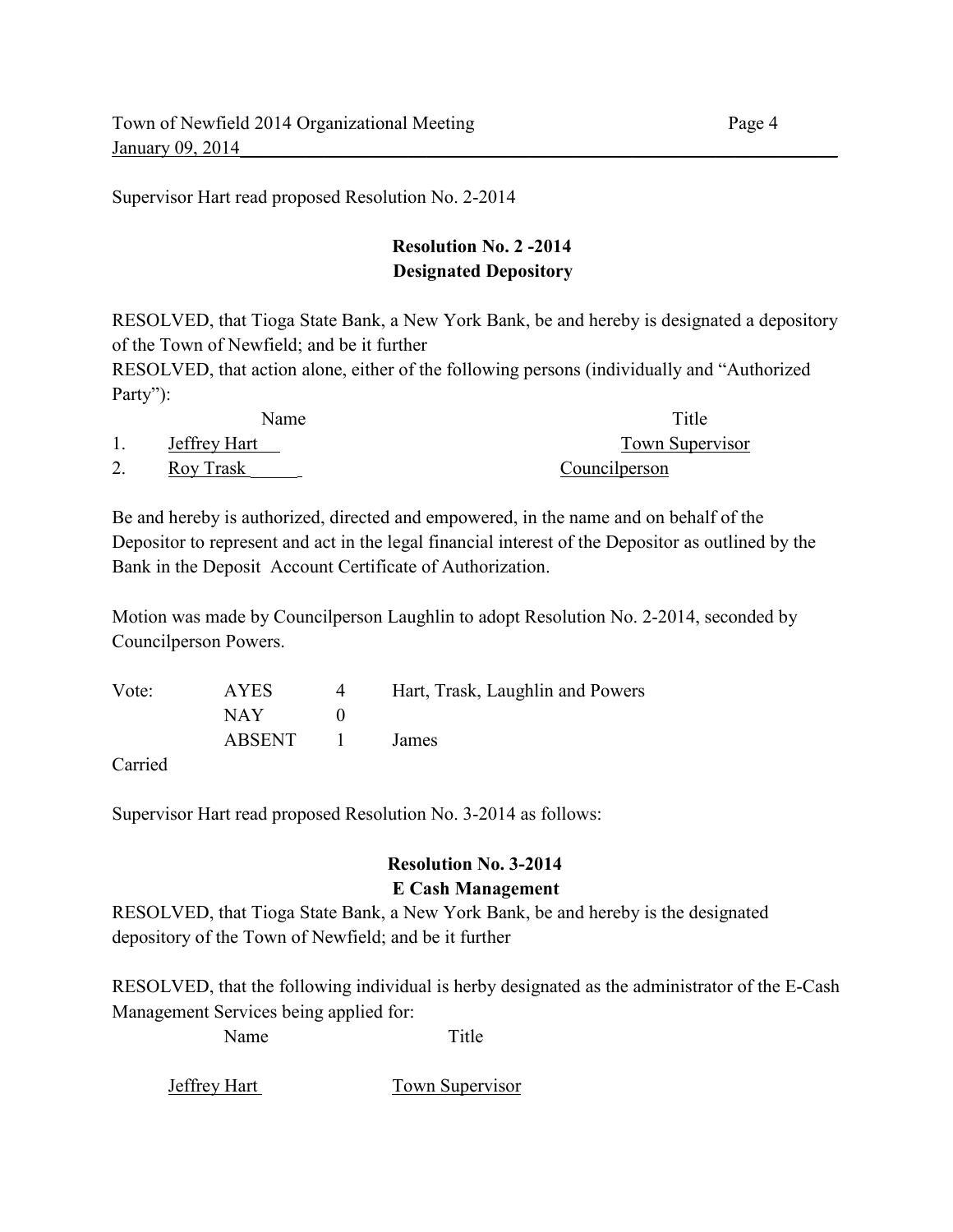Supervisor Hart read proposed Resolution No. 2-2014

**Resolution No. 2 -2014**
**Designated Depository**

RESOLVED, that Tioga State Bank, a New York Bank, be and hereby is designated a depository of the Town of Newfield; and be it further
RESOLVED, that action alone, either of the following persons (individually and "Authorized Party"):

| | Name | Title |
|---|---|---|
| 1. | Jeffrey Hart | Town Supervisor |
| 2. | Roy Trask | Councilperson |

Be and hereby is authorized, directed and empowered, in the name and on behalf of the Depositor to represent and act in the legal financial interest of the Depositor as outlined by the Bank in the Deposit Account Certificate of Authorization.

Motion was made by Councilperson Laughlin to adopt Resolution No. 2-2014, seconded by Councilperson Powers.

| Vote: | AYES | 4 | Hart, Trask, Laughlin and Powers |
|---|---|---|---|
| | NAY | 0 | |
| | ABSENT | 1 | James |

Carried

Supervisor Hart read proposed Resolution No. 3-2014 as follows:

**Resolution No. 3-2014**
**E Cash Management**

RESOLVED, that Tioga State Bank, a New York Bank, be and hereby is the designated depository of the Town of Newfield; and be it further

RESOLVED, that the following individual is herby designated as the administrator of the E-Cash Management Services being applied for:

| Name | Title |
|---|---|
| Jeffrey Hart | Town Supervisor |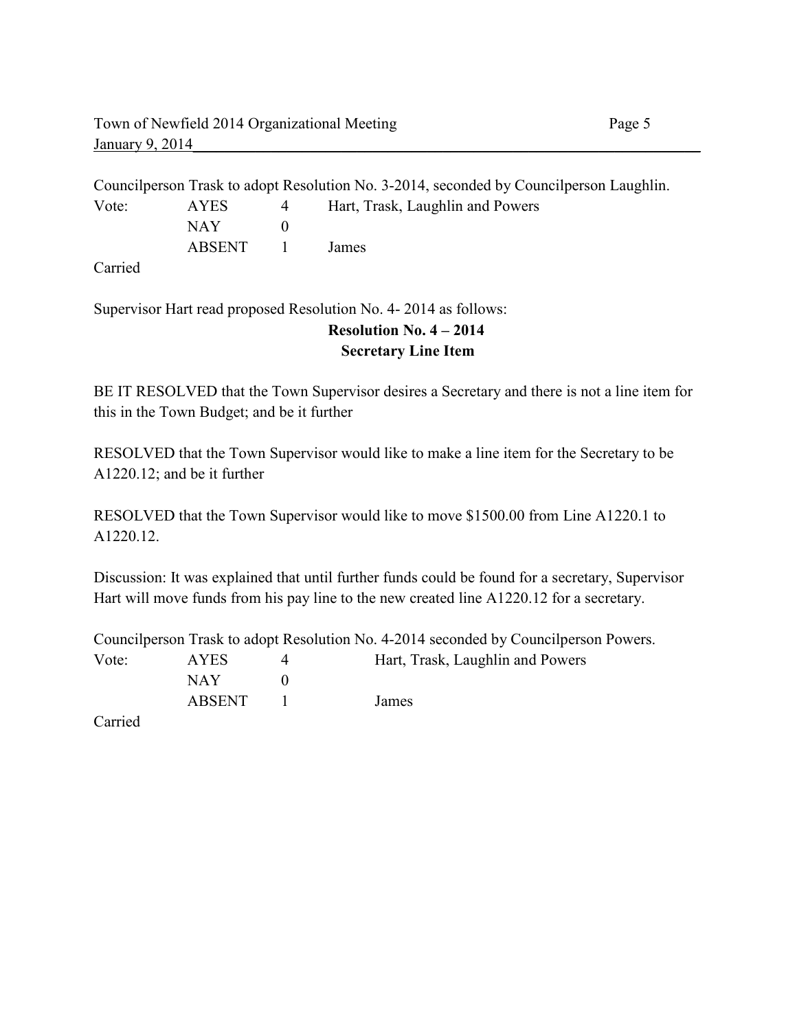Councilperson Trask to adopt Resolution No. 3-2014, seconded by Councilperson Laughlin.

| Vote: | AYES | 4 | Hart, Trask, Laughlin and Powers |
|---|---|---|---|
| | NAY | 0 | |
| | ABSENT | 1 | James |

Carried

Supervisor Hart read proposed Resolution No. 4- 2014 as follows:

**Resolution No. 4 – 2014**

**Secretary Line Item**

BE IT RESOLVED that the Town Supervisor desires a Secretary and there is not a line item for this in the Town Budget; and be it further

RESOLVED that the Town Supervisor would like to make a line item for the Secretary to be A1220.12; and be it further

RESOLVED that the Town Supervisor would like to move $1500.00 from Line A1220.1 to A1220.12.

Discussion: It was explained that until further funds could be found for a secretary, Supervisor Hart will move funds from his pay line to the new created line A1220.12 for a secretary.

Councilperson Trask to adopt Resolution No. 4-2014 seconded by Councilperson Powers.

| Vote: | AYES | 4 | Hart, Trask, Laughlin and Powers |
|---|---|---|---|
| | NAY | 0 | |
| | ABSENT | 1 | James |

Carried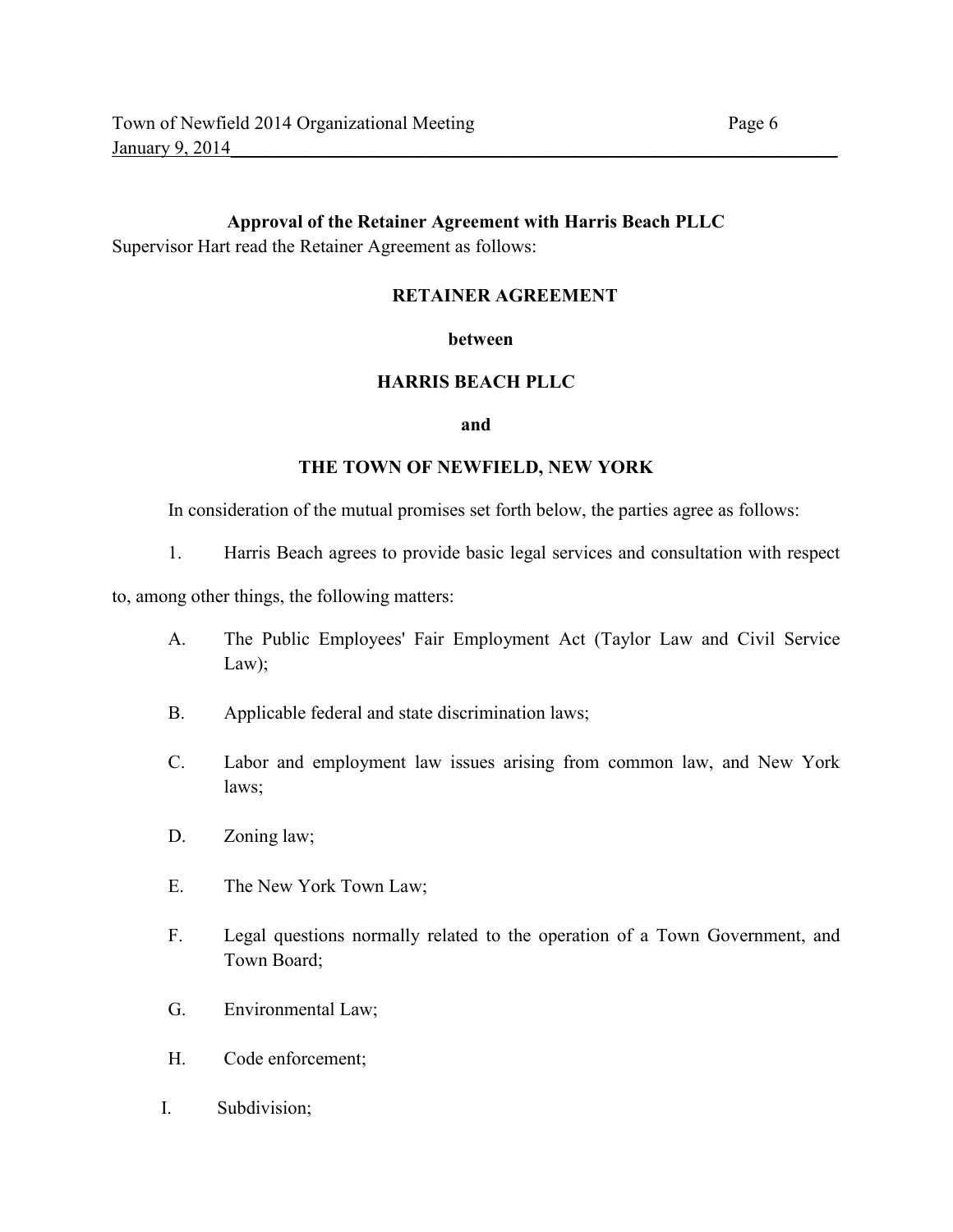**Approval of the Retainer Agreement with Harris Beach PLLC**

Supervisor Hart read the Retainer Agreement as follows:

**RETAINER AGREEMENT**

**between**

**HARRIS BEACH PLLC**

**and**

**THE TOWN OF NEWFIELD, NEW YORK**

In consideration of the mutual promises set forth below, the parties agree as follows:

1. Harris Beach agrees to provide basic legal services and consultation with respect to, among other things, the following matters:

   A. The Public Employees' Fair Employment Act (Taylor Law and Civil Service Law);

   B. Applicable federal and state discrimination laws;

   C. Labor and employment law issues arising from common law, and New York laws;

   D. Zoning law;

   E. The New York Town Law;

   F. Legal questions normally related to the operation of a Town Government, and Town Board;

   G. Environmental Law;

   H. Code enforcement;

   I. Subdivision;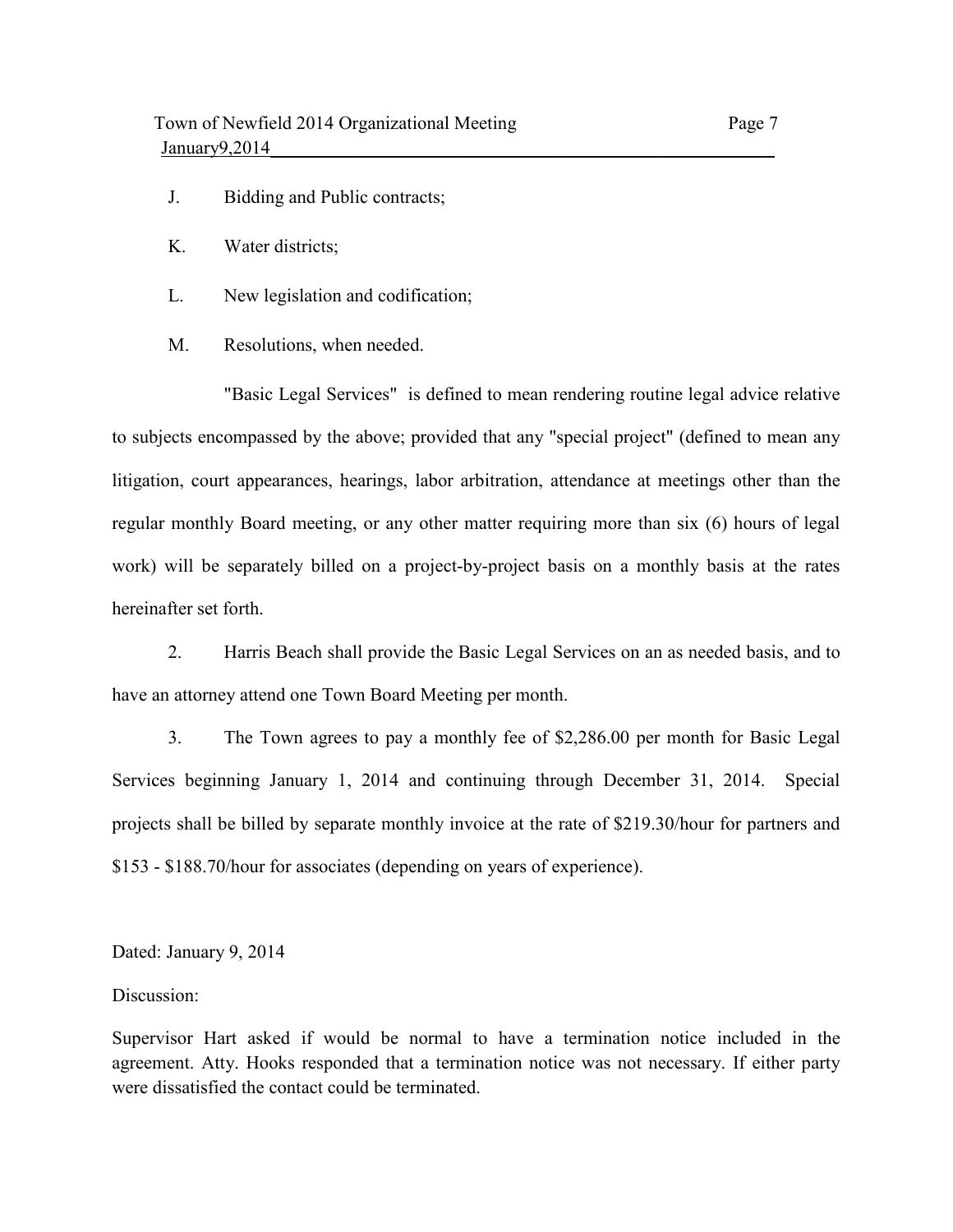J. Bidding and Public contracts;

K. Water districts;

L. New legislation and codification;

M. Resolutions, when needed.

"Basic Legal Services" is defined to mean rendering routine legal advice relative to subjects encompassed by the above; provided that any "special project" (defined to mean any litigation, court appearances, hearings, labor arbitration, attendance at meetings other than the regular monthly Board meeting, or any other matter requiring more than six (6) hours of legal work) will be separately billed on a project-by-project basis on a monthly basis at the rates hereinafter set forth.

2. Harris Beach shall provide the Basic Legal Services on an as needed basis, and to have an attorney attend one Town Board Meeting per month.

3. The Town agrees to pay a monthly fee of $2,286.00 per month for Basic Legal Services beginning January 1, 2014 and continuing through December 31, 2014. Special projects shall be billed by separate monthly invoice at the rate of $219.30/hour for partners and $153 - $188.70/hour for associates (depending on years of experience).

Dated: January 9, 2014

Discussion:

Supervisor Hart asked if would be normal to have a termination notice included in the agreement. Atty. Hooks responded that a termination notice was not necessary. If either party were dissatisfied the contact could be terminated.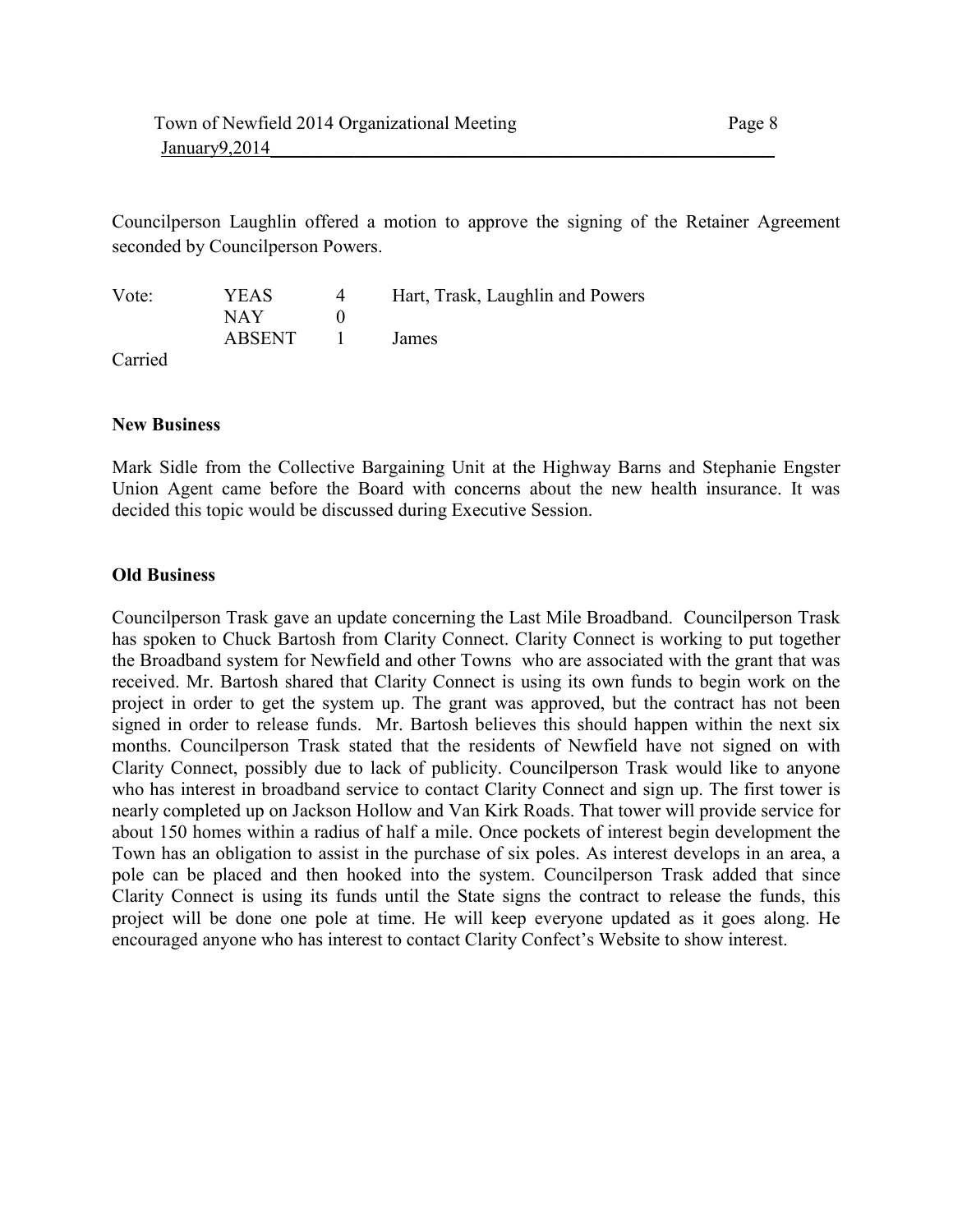Councilperson Laughlin offered a motion to approve the signing of the Retainer Agreement seconded by Councilperson Powers.

| Vote: | YEAS | 4 | Hart, Trask, Laughlin and Powers |
|---|---|---|---|
| | NAY | 0 | |
| | ABSENT | 1 | James |

Carried

**New Business**

Mark Sidle from the Collective Bargaining Unit at the Highway Barns and Stephanie Engster Union Agent came before the Board with concerns about the new health insurance. It was decided this topic would be discussed during Executive Session.

**Old Business**

Councilperson Trask gave an update concerning the Last Mile Broadband. Councilperson Trask has spoken to Chuck Bartosh from Clarity Connect. Clarity Connect is working to put together the Broadband system for Newfield and other Towns who are associated with the grant that was received. Mr. Bartosh shared that Clarity Connect is using its own funds to begin work on the project in order to get the system up. The grant was approved, but the contract has not been signed in order to release funds. Mr. Bartosh believes this should happen within the next six months. Councilperson Trask stated that the residents of Newfield have not signed on with Clarity Connect, possibly due to lack of publicity. Councilperson Trask would like to anyone who has interest in broadband service to contact Clarity Connect and sign up. The first tower is nearly completed up on Jackson Hollow and Van Kirk Roads. That tower will provide service for about 150 homes within a radius of half a mile. Once pockets of interest begin development the Town has an obligation to assist in the purchase of six poles. As interest develops in an area, a pole can be placed and then hooked into the system. Councilperson Trask added that since Clarity Connect is using its funds until the State signs the contract to release the funds, this project will be done one pole at time. He will keep everyone updated as it goes along. He encouraged anyone who has interest to contact Clarity Confect's Website to show interest.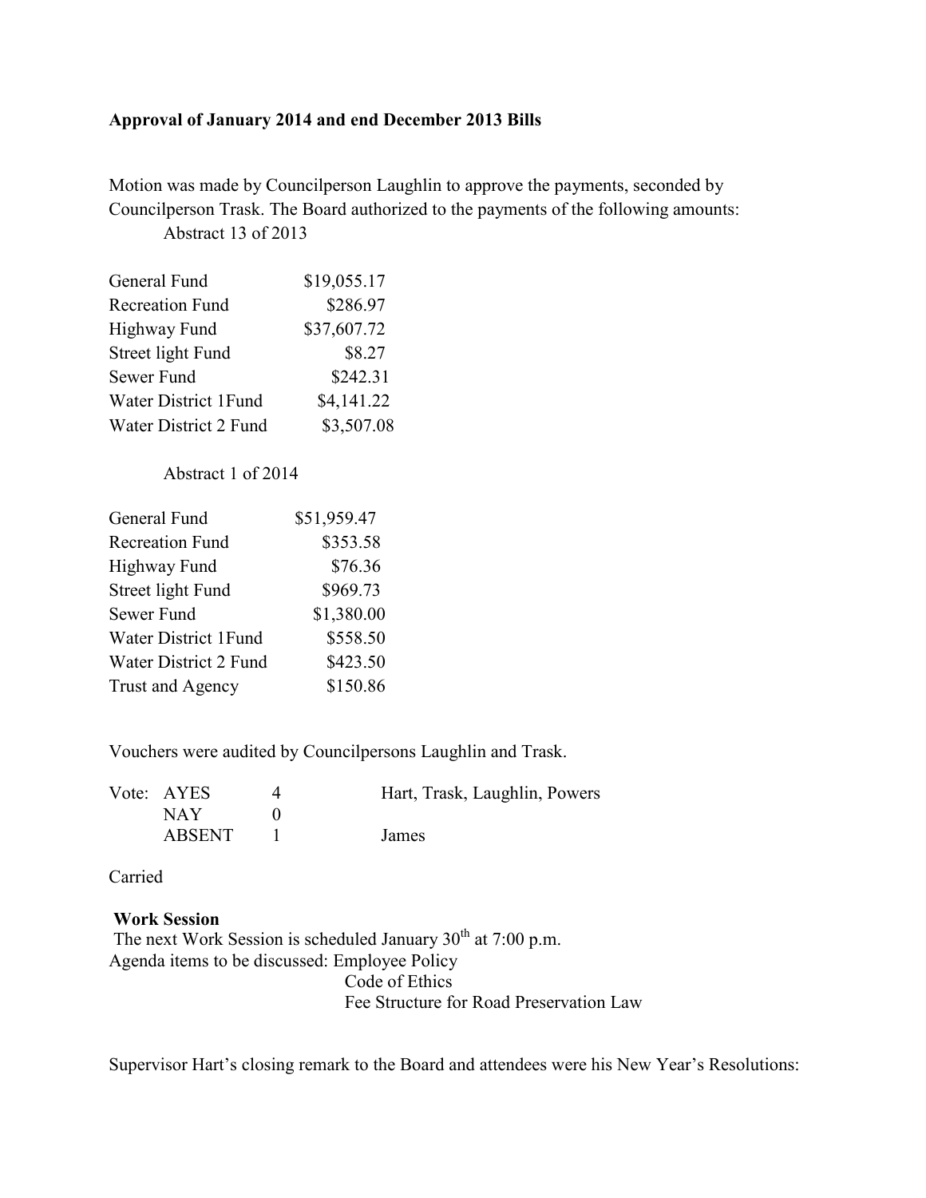**Approval of January 2014 and end December 2013 Bills**

Motion was made by Councilperson Laughlin to approve the payments, seconded by Councilperson Trask. The Board authorized to the payments of the following amounts:

Abstract 13 of 2013

| | |
|---|---|
| General Fund | $19,055.17 |
| Recreation Fund | $286.97 |
| Highway Fund | $37,607.72 |
| Street light Fund | $8.27 |
| Sewer Fund | $242.31 |
| Water District 1Fund | $4,141.22 |
| Water District 2 Fund | $3,507.08 |

Abstract 1 of 2014

| | |
|---|---|
| General Fund | $51,959.47 |
| Recreation Fund | $353.58 |
| Highway Fund | $76.36 |
| Street light Fund | $969.73 |
| Sewer Fund | $1,380.00 |
| Water District 1Fund | $558.50 |
| Water District 2 Fund | $423.50 |
| Trust and Agency | $150.86 |

Vouchers were audited by Councilpersons Laughlin and Trask.

| Vote: | | | |
|---|---|---|---|
| | AYES | 4 | Hart, Trask, Laughlin, Powers |
| | NAY | 0 | |
| | ABSENT | 1 | James |

Carried

**Work Session**

The next Work Session is scheduled January 30th at 7:00 p.m.

Agenda items to be discussed: Employee Policy
Code of Ethics
Fee Structure for Road Preservation Law

Supervisor Hart's closing remark to the Board and attendees were his New Year's Resolutions: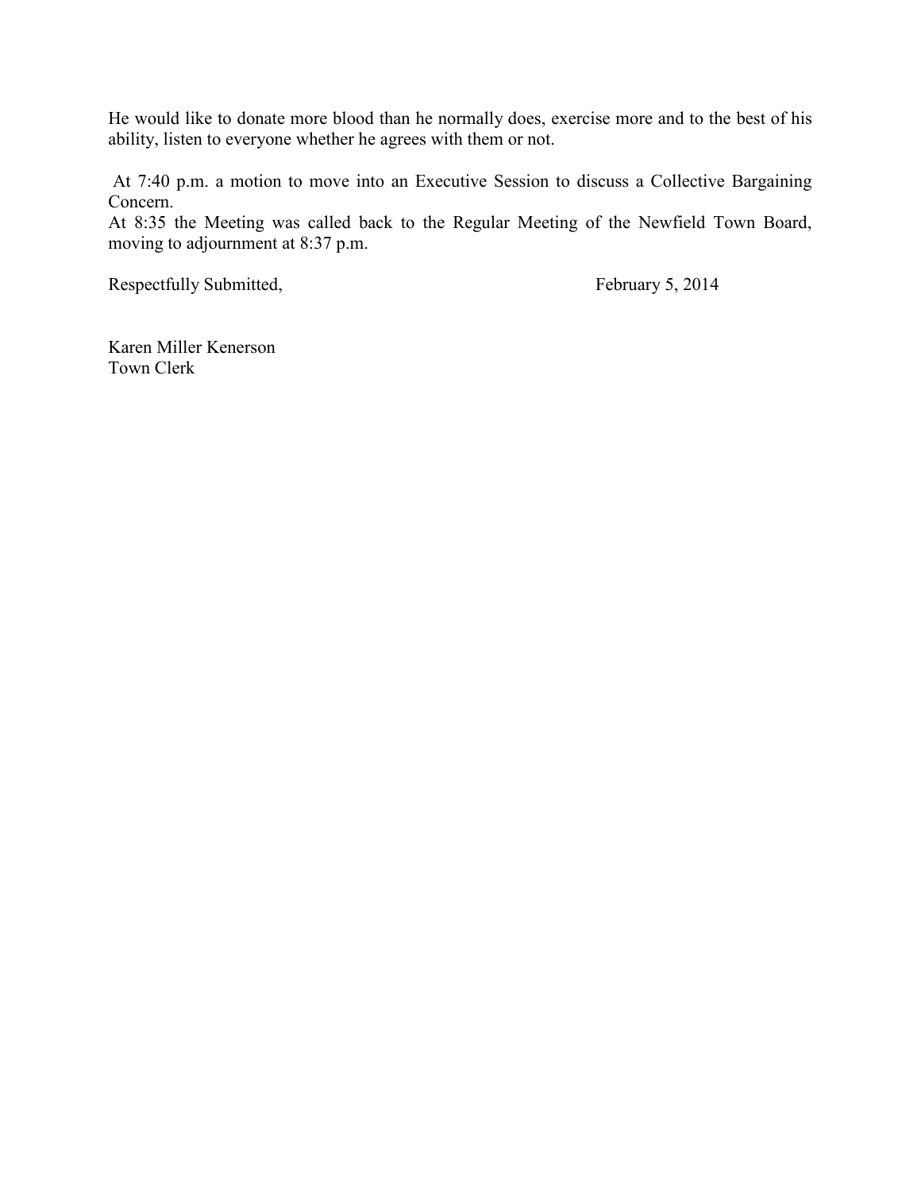He would like to donate more blood than he normally does, exercise more and to the best of his ability, listen to everyone whether he agrees with them or not.

At 7:40 p.m. a motion to move into an Executive Session to discuss a Collective Bargaining Concern.
At 8:35 the Meeting was called back to the Regular Meeting of the Newfield Town Board, moving to adjournment at 8:37 p.m.

Respectfully Submitted, February 5, 2014

Karen Miller Kenerson
Town Clerk